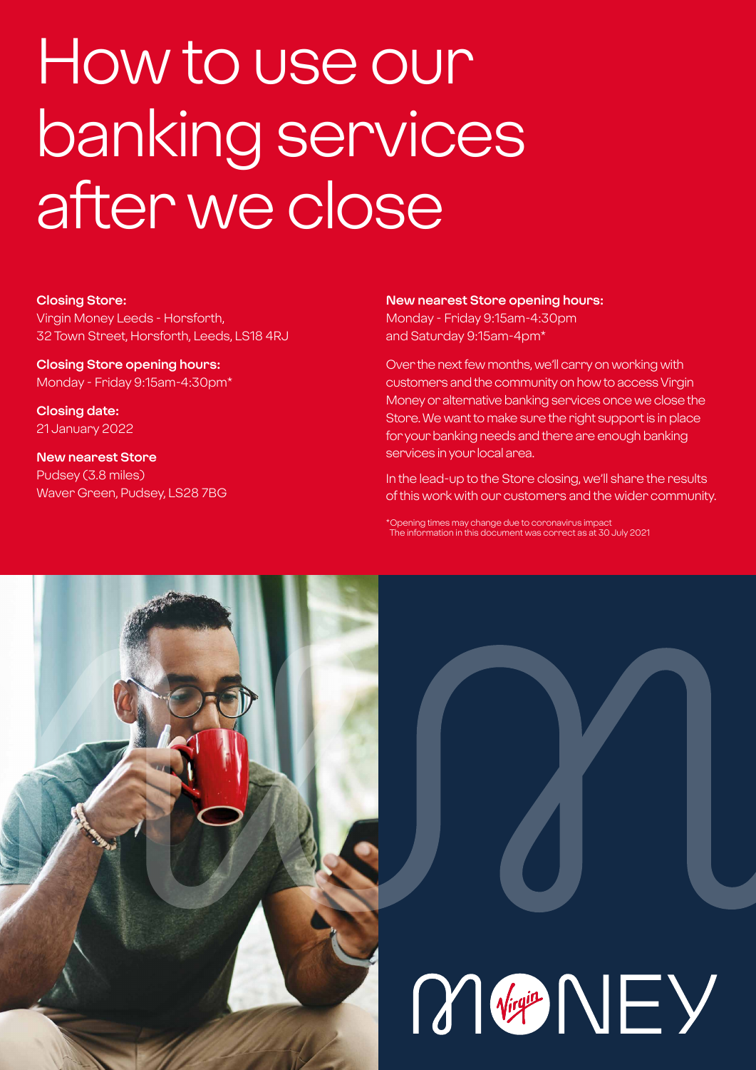# How to use our banking services after we close

**Closing Store:**
Virgin Money Leeds - Horsforth,
32 Town Street, Horsforth, Leeds, LS18 4RJ

**Closing Store opening hours:**
Monday - Friday 9:15am-4:30pm*

**Closing date:**
21 January 2022

**New nearest Store**
Pudsey (3.8 miles)
Waver Green, Pudsey, LS28 7BG

**New nearest Store opening hours:**
Monday - Friday 9:15am-4:30pm
and Saturday 9:15am-4pm*

Over the next few months, we'll carry on working with customers and the community on how to access Virgin Money or alternative banking services once we close the Store. We want to make sure the right support is in place for your banking needs and there are enough banking services in your local area.

In the lead-up to the Store closing, we'll share the results of this work with our customers and the wider community.

*Opening times may change due to coronavirus impact
The information in this document was correct as at 30 July 2021

MONEY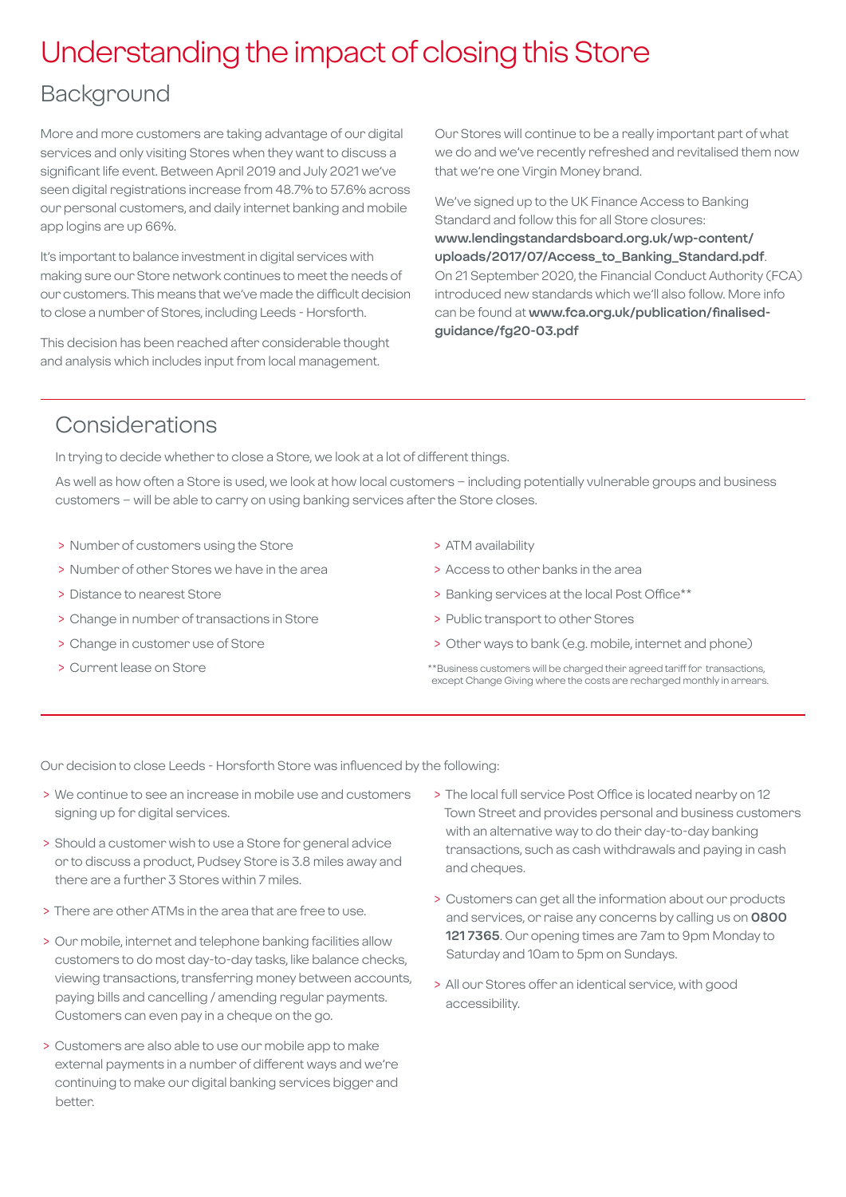# Understanding the impact of closing this Store

## Background

More and more customers are taking advantage of our digital services and only visiting Stores when they want to discuss a significant life event. Between April 2019 and July 2021 we've seen digital registrations increase from 48.7% to 57.6% across our personal customers, and daily internet banking and mobile app logins are up 66%.

It's important to balance investment in digital services with making sure our Store network continues to meet the needs of our customers. This means that we've made the difficult decision to close a number of Stores, including Leeds - Horsforth.

This decision has been reached after considerable thought and analysis which includes input from local management.

Our Stores will continue to be a really important part of what we do and we've recently refreshed and revitalised them now that we're one Virgin Money brand.

We've signed up to the UK Finance Access to Banking Standard and follow this for all Store closures: **www.lendingstandardsboard.org.uk/wp-content/uploads/2017/07/Access_to_Banking_Standard.pdf**. On 21 September 2020, the Financial Conduct Authority (FCA) introduced new standards which we'll also follow. More info can be found at **www.fca.org.uk/publication/finalised-guidance/fg20-03.pdf**

## Considerations

In trying to decide whether to close a Store, we look at a lot of different things.

As well as how often a Store is used, we look at how local customers – including potentially vulnerable groups and business customers – will be able to carry on using banking services after the Store closes.

- Number of customers using the Store
- Number of other Stores we have in the area
- Distance to nearest Store
- Change in number of transactions in Store
- Change in customer use of Store
- Current lease on Store
- ATM availability
- Access to other banks in the area
- Banking services at the local Post Office**
- Public transport to other Stores
- Other ways to bank (e.g. mobile, internet and phone)

**Business customers will be charged their agreed tariff for transactions, except Change Giving where the costs are recharged monthly in arrears.

Our decision to close Leeds - Horsforth Store was influenced by the following:

- We continue to see an increase in mobile use and customers signing up for digital services.
- Should a customer wish to use a Store for general advice or to discuss a product, Pudsey Store is 3.8 miles away and there are a further 3 Stores within 7 miles.
- There are other ATMs in the area that are free to use.
- Our mobile, internet and telephone banking facilities allow customers to do most day-to-day tasks, like balance checks, viewing transactions, transferring money between accounts, paying bills and cancelling / amending regular payments. Customers can even pay in a cheque on the go.
- Customers are also able to use our mobile app to make external payments in a number of different ways and we're continuing to make our digital banking services bigger and better.
- The local full service Post Office is located nearby on 12 Town Street and provides personal and business customers with an alternative way to do their day-to-day banking transactions, such as cash withdrawals and paying in cash and cheques.
- Customers can get all the information about our products and services, or raise any concerns by calling us on **0800 121 7365**. Our opening times are 7am to 9pm Monday to Saturday and 10am to 5pm on Sundays.
- All our Stores offer an identical service, with good accessibility.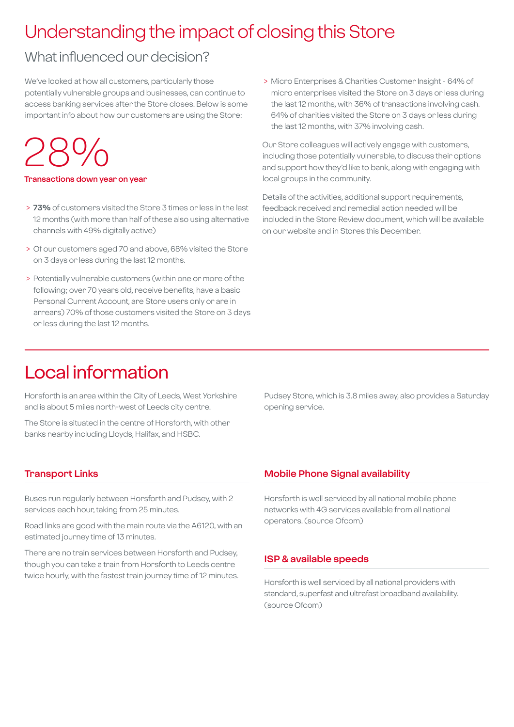# Understanding the impact of closing this Store

## What influenced our decision?

We've looked at how all customers, particularly those potentially vulnerable groups and businesses, can continue to access banking services after the Store closes. Below is some important info about how our customers are using the Store:

28%

**Transactions down year on year**

- **73%** of customers visited the Store 3 times or less in the last 12 months (with more than half of these also using alternative channels with 49% digitally active)
- Of our customers aged 70 and above, 68% visited the Store on 3 days or less during the last 12 months.
- Potentially vulnerable customers (within one or more of the following; over 70 years old, receive benefits, have a basic Personal Current Account, are Store users only or are in arrears) 70% of those customers visited the Store on 3 days or less during the last 12 months.
- Micro Enterprises & Charities Customer Insight - 64% of micro enterprises visited the Store on 3 days or less during the last 12 months, with 36% of transactions involving cash. 64% of charities visited the Store on 3 days or less during the last 12 months, with 37% involving cash.

Our Store colleagues will actively engage with customers, including those potentially vulnerable, to discuss their options and support how they'd like to bank, along with engaging with local groups in the community.

Details of the activities, additional support requirements, feedback received and remedial action needed will be included in the Store Review document, which will be available on our website and in Stores this December.

# Local information

Horsforth is an area within the City of Leeds, West Yorkshire and is about 5 miles north-west of Leeds city centre.

The Store is situated in the centre of Horsforth, with other banks nearby including Lloyds, Halifax, and HSBC.

Pudsey Store, which is 3.8 miles away, also provides a Saturday opening service.

### Transport Links

Buses run regularly between Horsforth and Pudsey, with 2 services each hour, taking from 25 minutes.

Road links are good with the main route via the A6120, with an estimated journey time of 13 minutes.

There are no train services between Horsforth and Pudsey, though you can take a train from Horsforth to Leeds centre twice hourly, with the fastest train journey time of 12 minutes.

### Mobile Phone Signal availability

Horsforth is well serviced by all national mobile phone networks with 4G services available from all national operators. (source Ofcom)

### ISP & available speeds

Horsforth is well serviced by all national providers with standard, superfast and ultrafast broadband availability. (source Ofcom)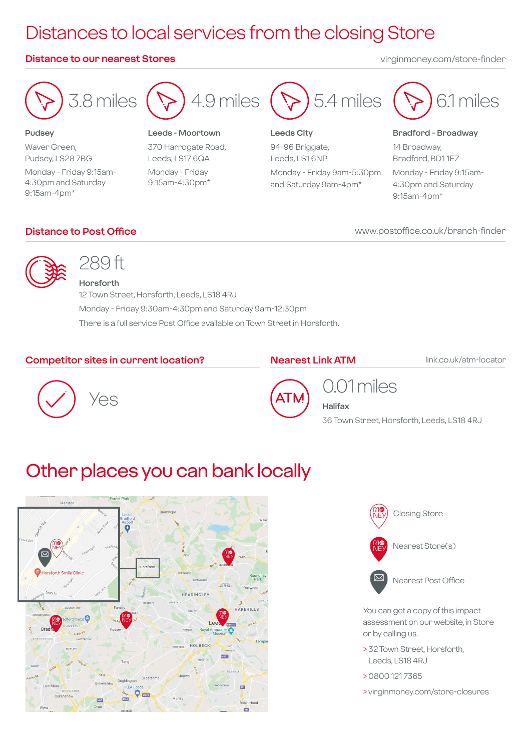# Distances to local services from the closing Store

## Distance to our nearest Stores

virginmoney.com/store-finder

**3.8 miles**

**Pudsey**
Waver Green,
Pudsey, LS28 7BG
Monday - Friday 9:15am-4:30pm and Saturday 9:15am-4pm*

**4.9 miles**

**Leeds - Moortown**
370 Harrogate Road,
Leeds, LS17 6QA
Monday - Friday 9:15am-4:30pm*

**5.4 miles**

**Leeds City**
94-96 Briggate,
Leeds, LS1 6NP
Monday - Friday 9am-5:30pm and Saturday 9am-4pm*

**6.1 miles**

**Bradford - Broadway**
14 Broadway,
Bradford, BD1 1EZ
Monday - Friday 9:15am-4:30pm and Saturday 9:15am-4pm*

## Distance to Post Office

www.postoffice.co.uk/branch-finder

**289 ft**

**Horsforth**
12 Town Street, Horsforth, Leeds, LS18 4RJ
Monday - Friday 9:30am-4:30pm and Saturday 9am-12:30pm
There is a full service Post Office available on Town Street in Horsforth.

## Competitor sites in current location?

Yes

## Nearest Link ATM

link.co.uk/atm-locator

**0.01 miles**

**Halifax**
36 Town Street, Horsforth, Leeds, LS18 4RJ

# Other places you can bank locally

Closing Store

Nearest Store(s)

Nearest Post Office

You can get a copy of this impact assessment on our website, in Store or by calling us.

> 32 Town Street, Horsforth, Leeds, LS18 4RJ

> 0800 121 7365

> virginmoney.com/store-closures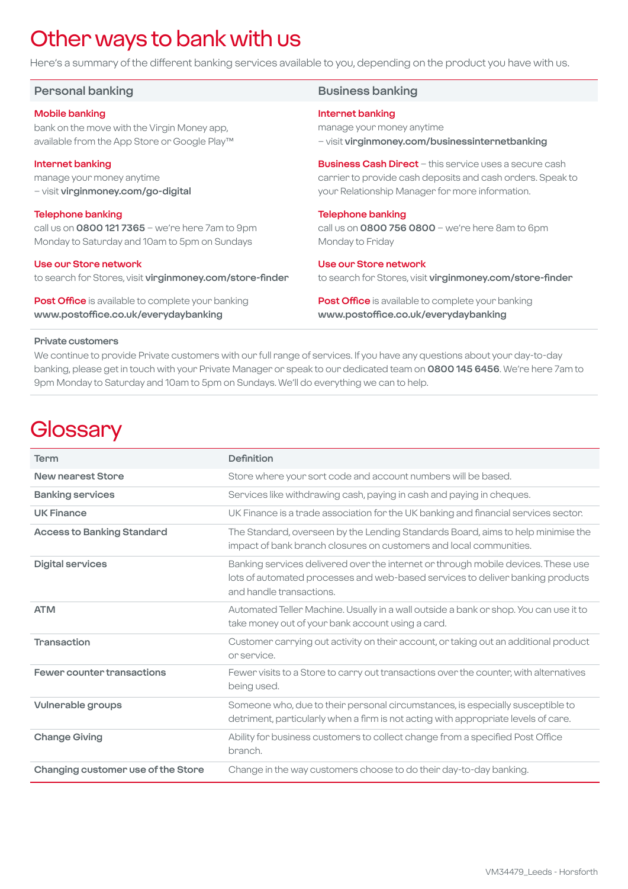# Other ways to bank with us

Here's a summary of the different banking services available to you, depending on the product you have with us.

## Personal banking

**Mobile banking**
bank on the move with the Virgin Money app, available from the App Store or Google Play™

**Internet banking**
manage your money anytime – visit **virginmoney.com/go-digital**

**Telephone banking**
call us on **0800 121 7365** – we're here 7am to 9pm Monday to Saturday and 10am to 5pm on Sundays

**Use our Store network**
to search for Stores, visit **virginmoney.com/store-finder**

**Post Office** is available to complete your banking **www.postoffice.co.uk/everydaybanking**

## Business banking

**Internet banking**
manage your money anytime – visit **virginmoney.com/businessinternetbanking**

**Business Cash Direct** – this service uses a secure cash carrier to provide cash deposits and cash orders. Speak to your Relationship Manager for more information.

**Telephone banking**
call us on **0800 756 0800** – we're here 8am to 6pm Monday to Friday

**Use our Store network**
to search for Stores, visit **virginmoney.com/store-finder**

**Post Office** is available to complete your banking **www.postoffice.co.uk/everydaybanking**

**Private customers**

We continue to provide Private customers with our full range of services. If you have any questions about your day-to-day banking, please get in touch with your Private Manager or speak to our dedicated team on **0800 145 6456**. We're here 7am to 9pm Monday to Saturday and 10am to 5pm on Sundays. We'll do everything we can to help.

# Glossary

| Term | Definition |
|---|---|
| **New nearest Store** | Store where your sort code and account numbers will be based. |
| **Banking services** | Services like withdrawing cash, paying in cash and paying in cheques. |
| **UK Finance** | UK Finance is a trade association for the UK banking and financial services sector. |
| **Access to Banking Standard** | The Standard, overseen by the Lending Standards Board, aims to help minimise the impact of bank branch closures on customers and local communities. |
| **Digital services** | Banking services delivered over the internet or through mobile devices. These use lots of automated processes and web-based services to deliver banking products and handle transactions. |
| **ATM** | Automated Teller Machine. Usually in a wall outside a bank or shop. You can use it to take money out of your bank account using a card. |
| **Transaction** | Customer carrying out activity on their account, or taking out an additional product or service. |
| **Fewer counter transactions** | Fewer visits to a Store to carry out transactions over the counter, with alternatives being used. |
| **Vulnerable groups** | Someone who, due to their personal circumstances, is especially susceptible to detriment, particularly when a firm is not acting with appropriate levels of care. |
| **Change Giving** | Ability for business customers to collect change from a specified Post Office branch. |
| **Changing customer use of the Store** | Change in the way customers choose to do their day-to-day banking. |

VM34479_Leeds - Horsforth